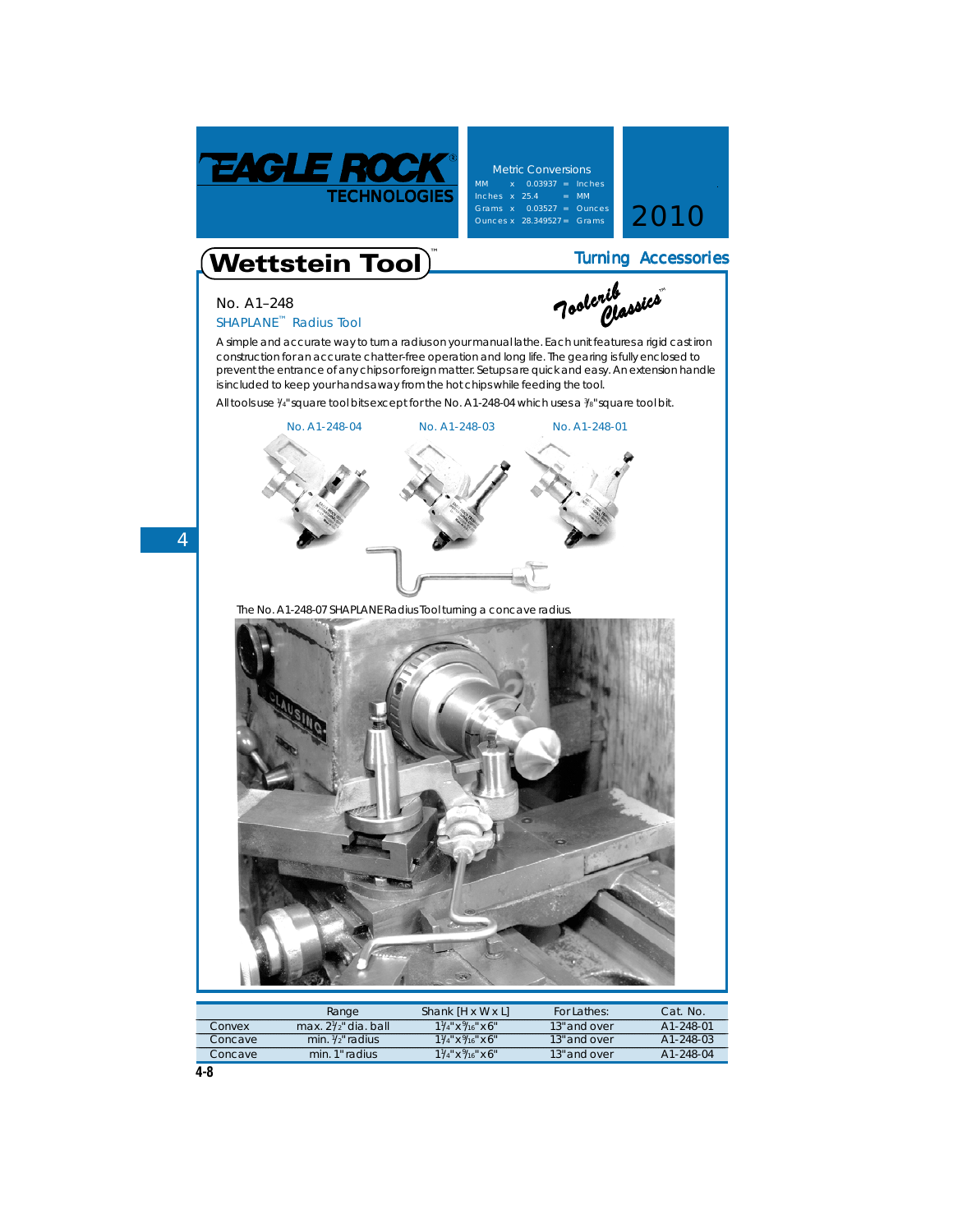EAGLE ROCK TECHNOLOGIES

Metric Conversions

MM x 0.03937 = Inches
Inches x 25.4 = MM
Grams x 0.03527 = Ounces
Ounces x 28.349527 = Grams

2010

# Wettstein Tool™

## Turning Accessories

Toolcrib Classics™

### No. A1–248

### SHAPLANE™ Radius Tool

A simple and accurate way to turn a radius on your manual lathe. Each unit features a rigid cast iron construction for an accurate chatter-free operation and long life. The gearing is fully enclosed to prevent the entrance of any chips or foreign matter. Setups are quick and easy. An extension handle is included to keep your hands away from the hot chips while feeding the tool.

All tools use 1/4" square tool bits except for the No. A1-248-04 which uses a 3/8" square tool bit.

No. A1-248-04 No. A1-248-03 No. A1-248-01

The No. A1-248-07 SHAPLANE Radius Tool turning a concave radius.

| | Range | Shank [H x W x L] | For Lathes: | Cat. No. |
|---|---|---|---|---|
| Convex | max. 2 1/2" dia. ball | 1 1/4" x 9/16" x 6" | 13" and over | A1-248-01 |
| Concave | min. 1/2" radius | 1 1/4" x 9/16" x 6" | 13" and over | A1-248-03 |
| Concave | min. 1" radius | 1 1/4" x 9/16" x 6" | 13" and over | A1-248-04 |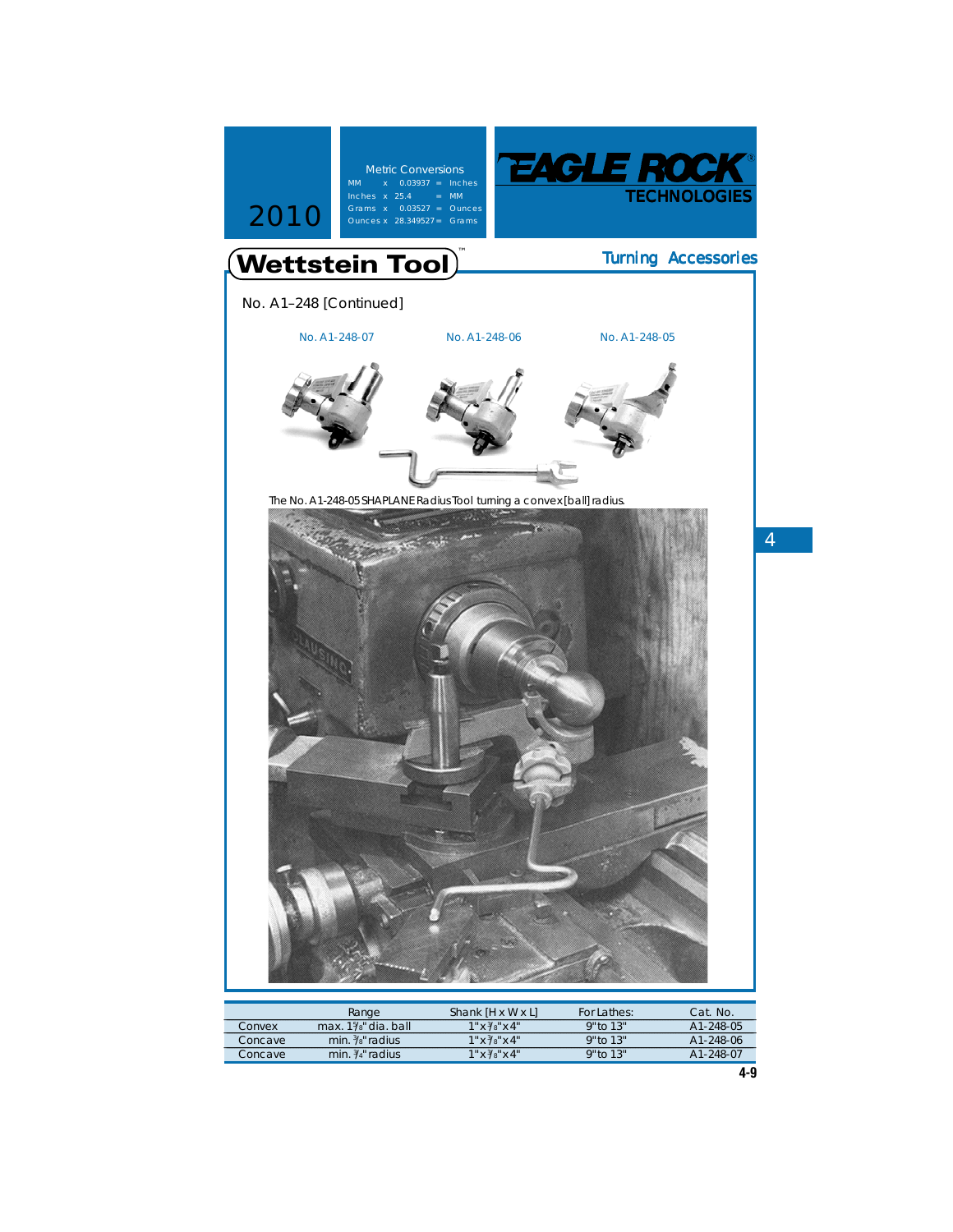# Wettstein Tool

**Turning Accessories**

No. A1–248 [Continued]

No. A1-248-07 No. A1-248-06 No. A1-248-05

The No. A1-248-05 SHAPLANE Radius Tool turning a convex [ball] radius.

| | Range | Shank [H x W x L] | For Lathes: | Cat. No. |
|---|---|---|---|---|
| Convex | max. 1⅞" dia. ball | 1" x ⅞" x 4" | 9" to 13" | A1-248-05 |
| Concave | min. ⅜" radius | 1" x ⅞" x 4" | 9" to 13" | A1-248-06 |
| Concave | min. ¾" radius | 1" x ⅞" x 4" | 9" to 13" | A1-248-07 |